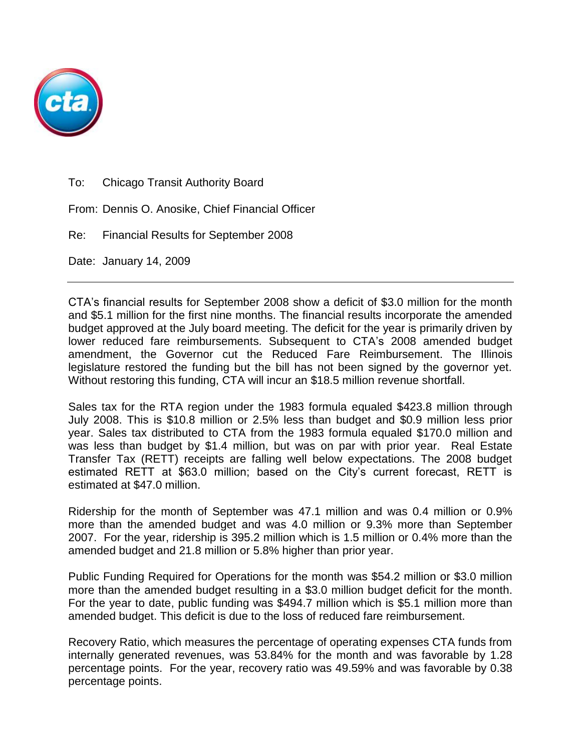To: Chicago Transit Authority Board

From: Dennis O. Anosike, Chief Financial Officer

Re: Financial Results for September 2008

Date: January 14, 2009

---

CTA's financial results for September 2008 show a deficit of $3.0 million for the month and $5.1 million for the first nine months. The financial results incorporate the amended budget approved at the July board meeting. The deficit for the year is primarily driven by lower reduced fare reimbursements. Subsequent to CTA's 2008 amended budget amendment, the Governor cut the Reduced Fare Reimbursement. The Illinois legislature restored the funding but the bill has not been signed by the governor yet. Without restoring this funding, CTA will incur an $18.5 million revenue shortfall.

Sales tax for the RTA region under the 1983 formula equaled $423.8 million through July 2008. This is $10.8 million or 2.5% less than budget and $0.9 million less prior year. Sales tax distributed to CTA from the 1983 formula equaled $170.0 million and was less than budget by $1.4 million, but was on par with prior year. Real Estate Transfer Tax (RETT) receipts are falling well below expectations. The 2008 budget estimated RETT at $63.0 million; based on the City's current forecast, RETT is estimated at $47.0 million.

Ridership for the month of September was 47.1 million and was 0.4 million or 0.9% more than the amended budget and was 4.0 million or 9.3% more than September 2007. For the year, ridership is 395.2 million which is 1.5 million or 0.4% more than the amended budget and 21.8 million or 5.8% higher than prior year.

Public Funding Required for Operations for the month was $54.2 million or $3.0 million more than the amended budget resulting in a $3.0 million budget deficit for the month. For the year to date, public funding was $494.7 million which is $5.1 million more than amended budget. This deficit is due to the loss of reduced fare reimbursement.

Recovery Ratio, which measures the percentage of operating expenses CTA funds from internally generated revenues, was 53.84% for the month and was favorable by 1.28 percentage points. For the year, recovery ratio was 49.59% and was favorable by 0.38 percentage points.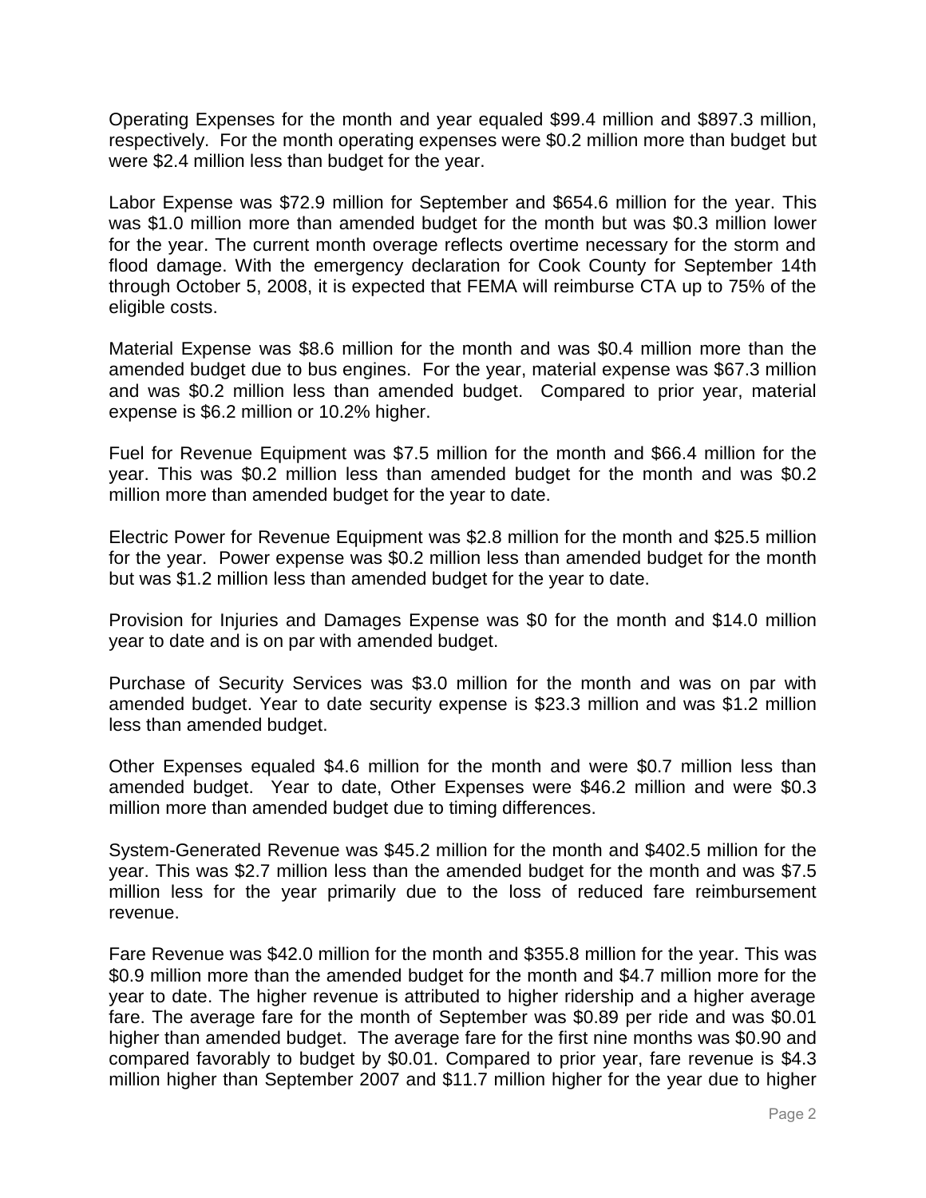Operating Expenses for the month and year equaled $99.4 million and $897.3 million, respectively. For the month operating expenses were $0.2 million more than budget but were $2.4 million less than budget for the year.

Labor Expense was $72.9 million for September and $654.6 million for the year. This was $1.0 million more than amended budget for the month but was $0.3 million lower for the year. The current month overage reflects overtime necessary for the storm and flood damage. With the emergency declaration for Cook County for September 14th through October 5, 2008, it is expected that FEMA will reimburse CTA up to 75% of the eligible costs.

Material Expense was $8.6 million for the month and was $0.4 million more than the amended budget due to bus engines. For the year, material expense was $67.3 million and was $0.2 million less than amended budget. Compared to prior year, material expense is $6.2 million or 10.2% higher.

Fuel for Revenue Equipment was $7.5 million for the month and $66.4 million for the year. This was $0.2 million less than amended budget for the month and was $0.2 million more than amended budget for the year to date.

Electric Power for Revenue Equipment was $2.8 million for the month and $25.5 million for the year. Power expense was $0.2 million less than amended budget for the month but was $1.2 million less than amended budget for the year to date.

Provision for Injuries and Damages Expense was $0 for the month and $14.0 million year to date and is on par with amended budget.

Purchase of Security Services was $3.0 million for the month and was on par with amended budget. Year to date security expense is $23.3 million and was $1.2 million less than amended budget.

Other Expenses equaled $4.6 million for the month and were $0.7 million less than amended budget. Year to date, Other Expenses were $46.2 million and were $0.3 million more than amended budget due to timing differences.

System-Generated Revenue was $45.2 million for the month and $402.5 million for the year. This was $2.7 million less than the amended budget for the month and was $7.5 million less for the year primarily due to the loss of reduced fare reimbursement revenue.

Fare Revenue was $42.0 million for the month and $355.8 million for the year. This was $0.9 million more than the amended budget for the month and $4.7 million more for the year to date. The higher revenue is attributed to higher ridership and a higher average fare. The average fare for the month of September was $0.89 per ride and was $0.01 higher than amended budget. The average fare for the first nine months was $0.90 and compared favorably to budget by $0.01. Compared to prior year, fare revenue is $4.3 million higher than September 2007 and $11.7 million higher for the year due to higher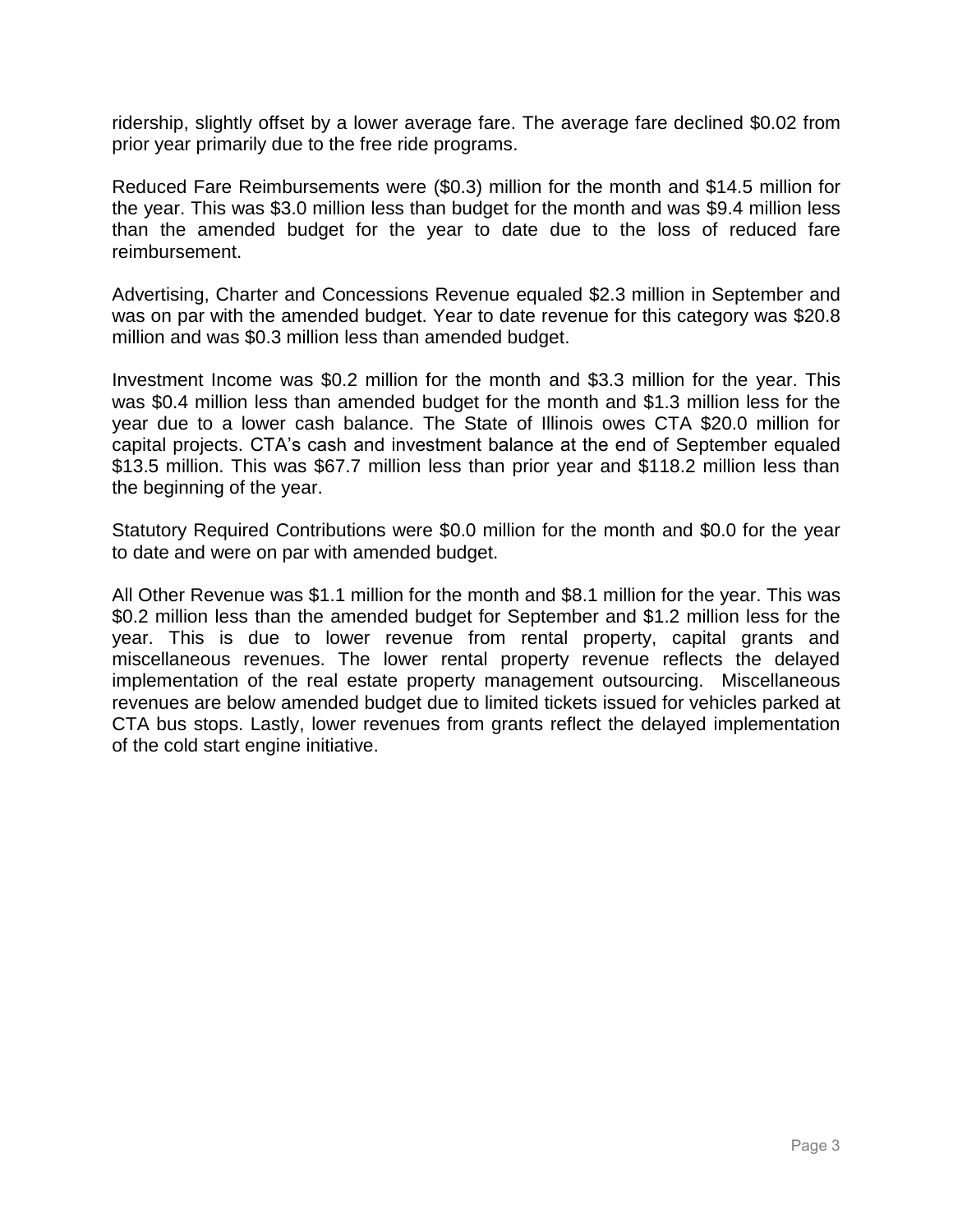ridership, slightly offset by a lower average fare. The average fare declined $0.02 from prior year primarily due to the free ride programs.

Reduced Fare Reimbursements were ($0.3) million for the month and $14.5 million for the year. This was $3.0 million less than budget for the month and was $9.4 million less than the amended budget for the year to date due to the loss of reduced fare reimbursement.

Advertising, Charter and Concessions Revenue equaled $2.3 million in September and was on par with the amended budget. Year to date revenue for this category was $20.8 million and was $0.3 million less than amended budget.

Investment Income was $0.2 million for the month and $3.3 million for the year. This was $0.4 million less than amended budget for the month and $1.3 million less for the year due to a lower cash balance. The State of Illinois owes CTA $20.0 million for capital projects. CTA's cash and investment balance at the end of September equaled $13.5 million. This was $67.7 million less than prior year and $118.2 million less than the beginning of the year.

Statutory Required Contributions were $0.0 million for the month and $0.0 for the year to date and were on par with amended budget.

All Other Revenue was $1.1 million for the month and $8.1 million for the year. This was $0.2 million less than the amended budget for September and $1.2 million less for the year. This is due to lower revenue from rental property, capital grants and miscellaneous revenues. The lower rental property revenue reflects the delayed implementation of the real estate property management outsourcing. Miscellaneous revenues are below amended budget due to limited tickets issued for vehicles parked at CTA bus stops. Lastly, lower revenues from grants reflect the delayed implementation of the cold start engine initiative.